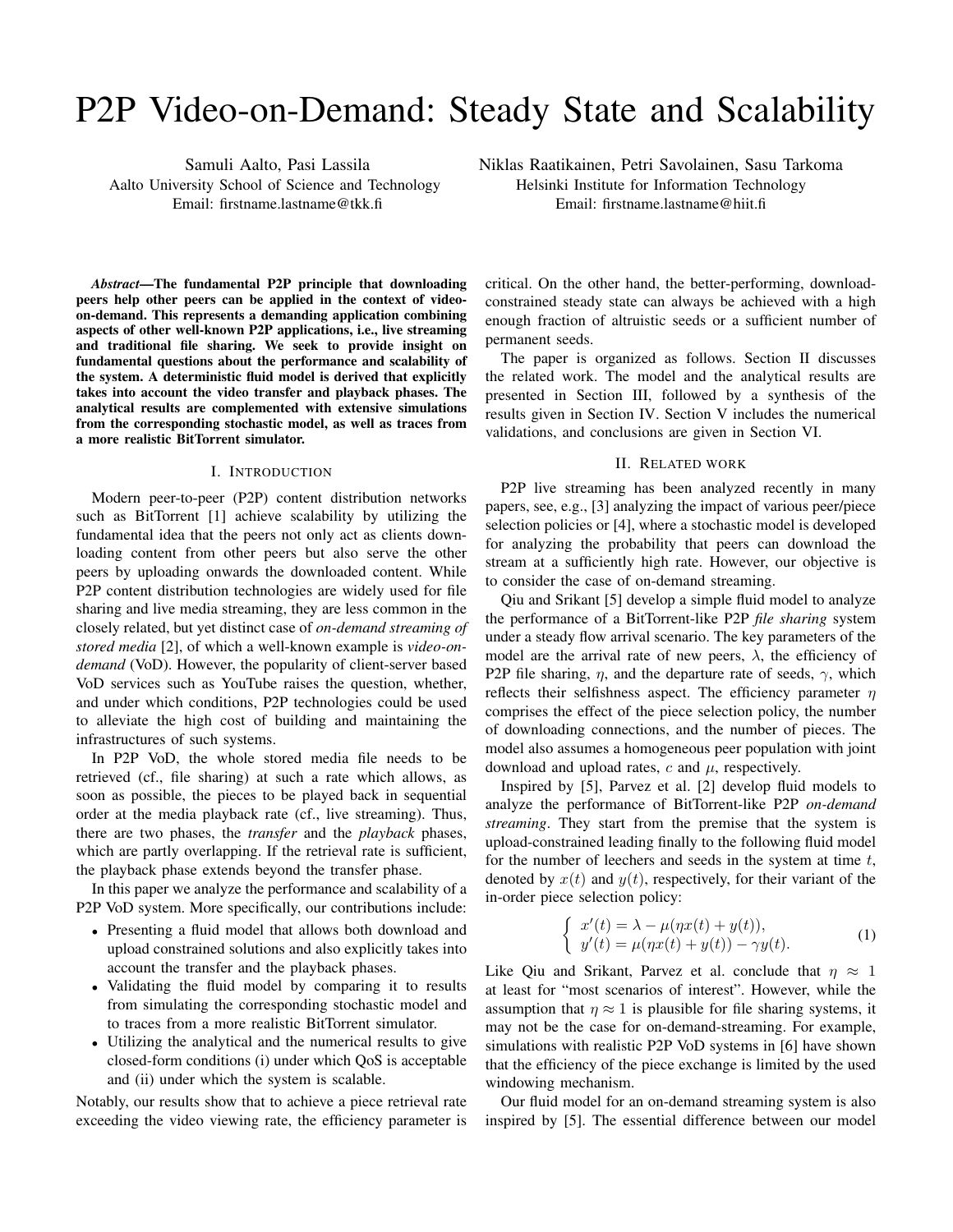# P2P Video-on-Demand: Steady State and Scalability

Samuli Aalto, Pasi Lassila
Aalto University School of Science and Technology
Email: firstname.lastname@tkk.fi

Niklas Raatikainen, Petri Savolainen, Sasu Tarkoma
Helsinki Institute for Information Technology
Email: firstname.lastname@hiit.fi

***Abstract*—The fundamental P2P principle that downloading peers help other peers can be applied in the context of video-on-demand. This represents a demanding application combining aspects of other well-known P2P applications, i.e., live streaming and traditional file sharing. We seek to provide insight on fundamental questions about the performance and scalability of the system. A deterministic fluid model is derived that explicitly takes into account the video transfer and playback phases. The analytical results are complemented with extensive simulations from the corresponding stochastic model, as well as traces from a more realistic BitTorrent simulator.**

## I. Introduction

Modern peer-to-peer (P2P) content distribution networks such as BitTorrent [1] achieve scalability by utilizing the fundamental idea that the peers not only act as clients downloading content from other peers but also serve the other peers by uploading onwards the downloaded content. While P2P content distribution technologies are widely used for file sharing and live media streaming, they are less common in the closely related, but yet distinct case of *on-demand streaming of stored media* [2], of which a well-known example is *video-on-demand* (VoD). However, the popularity of client-server based VoD services such as YouTube raises the question, whether, and under which conditions, P2P technologies could be used to alleviate the high cost of building and maintaining the infrastructures of such systems.

In P2P VoD, the whole stored media file needs to be retrieved (cf., file sharing) at such a rate which allows, as soon as possible, the pieces to be played back in sequential order at the media playback rate (cf., live streaming). Thus, there are two phases, the *transfer* and the *playback* phases, which are partly overlapping. If the retrieval rate is sufficient, the playback phase extends beyond the transfer phase.

In this paper we analyze the performance and scalability of a P2P VoD system. More specifically, our contributions include:

- Presenting a fluid model that allows both download and upload constrained solutions and also explicitly takes into account the transfer and the playback phases.
- Validating the fluid model by comparing it to results from simulating the corresponding stochastic model and to traces from a more realistic BitTorrent simulator.
- Utilizing the analytical and the numerical results to give closed-form conditions (i) under which QoS is acceptable and (ii) under which the system is scalable.

Notably, our results show that to achieve a piece retrieval rate exceeding the video viewing rate, the efficiency parameter is critical. On the other hand, the better-performing, download-constrained steady state can always be achieved with a high enough fraction of altruistic seeds or a sufficient number of permanent seeds.

The paper is organized as follows. Section II discusses the related work. The model and the analytical results are presented in Section III, followed by a synthesis of the results given in Section IV. Section V includes the numerical validations, and conclusions are given in Section VI.

## II. Related work

P2P live streaming has been analyzed recently in many papers, see, e.g., [3] analyzing the impact of various peer/piece selection policies or [4], where a stochastic model is developed for analyzing the probability that peers can download the stream at a sufficiently high rate. However, our objective is to consider the case of on-demand streaming.

Qiu and Srikant [5] develop a simple fluid model to analyze the performance of a BitTorrent-like P2P *file sharing* system under a steady flow arrival scenario. The key parameters of the model are the arrival rate of new peers, $\lambda$, the efficiency of P2P file sharing, $\eta$, and the departure rate of seeds, $\gamma$, which reflects their selfishness aspect. The efficiency parameter $\eta$ comprises the effect of the piece selection policy, the number of downloading connections, and the number of pieces. The model also assumes a homogeneous peer population with joint download and upload rates, $c$ and $\mu$, respectively.

Inspired by [5], Parvez et al. [2] develop fluid models to analyze the performance of BitTorrent-like P2P *on-demand streaming*. They start from the premise that the system is upload-constrained leading finally to the following fluid model for the number of leechers and seeds in the system at time $t$, denoted by $x(t)$ and $y(t)$, respectively, for their variant of the in-order piece selection policy:

$$\begin{cases} x'(t) = \lambda - \mu(\eta x(t) + y(t)), \\ y'(t) = \mu(\eta x(t) + y(t)) - \gamma y(t). \end{cases} \tag{1}$$

Like Qiu and Srikant, Parvez et al. conclude that $\eta \approx 1$ at least for "most scenarios of interest". However, while the assumption that $\eta \approx 1$ is plausible for file sharing systems, it may not be the case for on-demand-streaming. For example, simulations with realistic P2P VoD systems in [6] have shown that the efficiency of the piece exchange is limited by the used windowing mechanism.

Our fluid model for an on-demand streaming system is also inspired by [5]. The essential difference between our model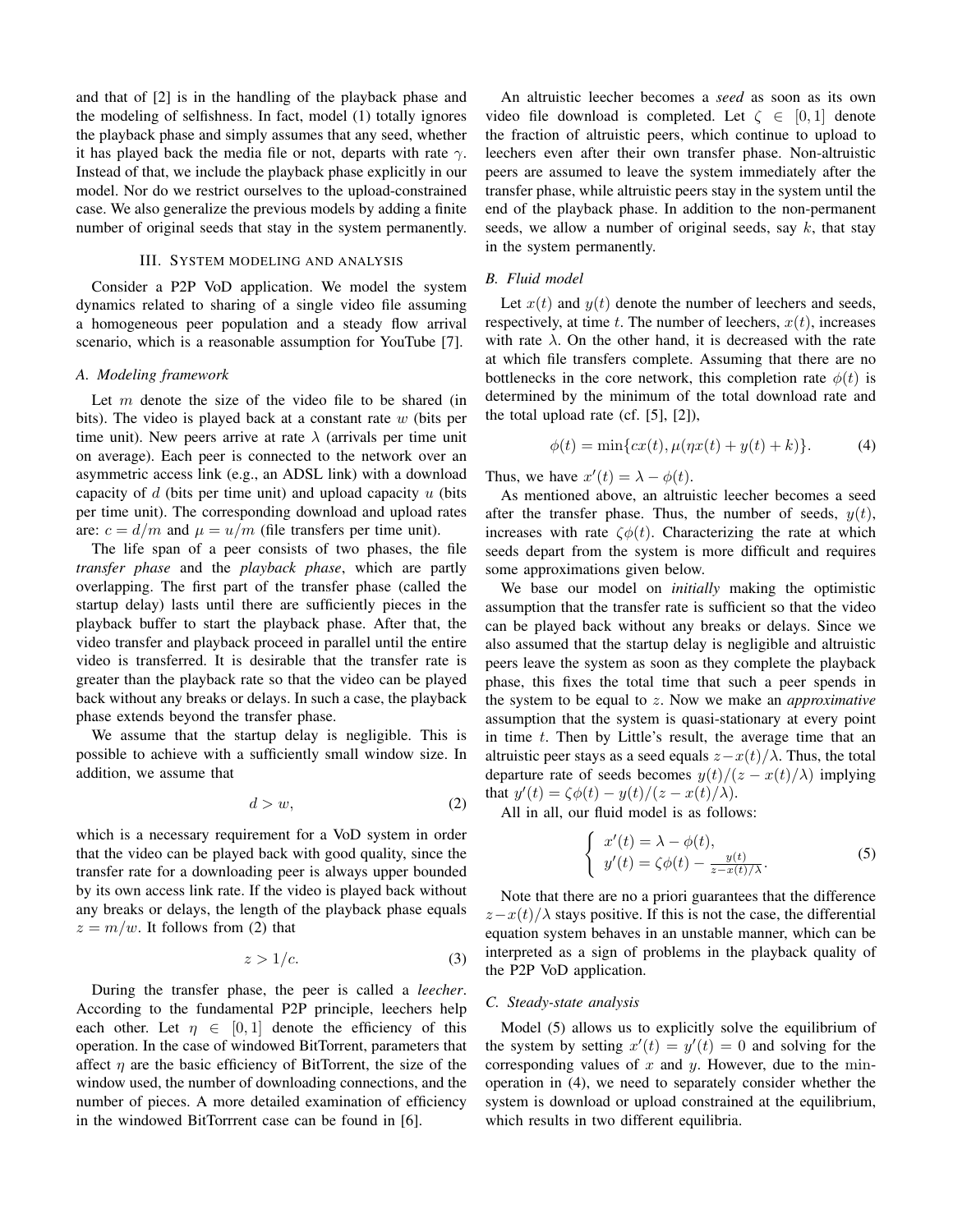and that of [2] is in the handling of the playback phase and the modeling of selfishness. In fact, model (1) totally ignores the playback phase and simply assumes that any seed, whether it has played back the media file or not, departs with rate $\gamma$. Instead of that, we include the playback phase explicitly in our model. Nor do we restrict ourselves to the upload-constrained case. We also generalize the previous models by adding a finite number of original seeds that stay in the system permanently.

## III. System modeling and analysis

Consider a P2P VoD application. We model the system dynamics related to sharing of a single video file assuming a homogeneous peer population and a steady flow arrival scenario, which is a reasonable assumption for YouTube [7].

### A. Modeling framework

Let $m$ denote the size of the video file to be shared (in bits). The video is played back at a constant rate $w$ (bits per time unit). New peers arrive at rate $\lambda$ (arrivals per time unit on average). Each peer is connected to the network over an asymmetric access link (e.g., an ADSL link) with a download capacity of $d$ (bits per time unit) and upload capacity $u$ (bits per time unit). The corresponding download and upload rates are: $c = d/m$ and $\mu = u/m$ (file transfers per time unit).

The life span of a peer consists of two phases, the file *transfer phase* and the *playback phase*, which are partly overlapping. The first part of the transfer phase (called the startup delay) lasts until there are sufficiently pieces in the playback buffer to start the playback phase. After that, the video transfer and playback proceed in parallel until the entire video is transferred. It is desirable that the transfer rate is greater than the playback rate so that the video can be played back without any breaks or delays. In such a case, the playback phase extends beyond the transfer phase.

We assume that the startup delay is negligible. This is possible to achieve with a sufficiently small window size. In addition, we assume that

$$d > w, \tag{2}$$

which is a necessary requirement for a VoD system in order that the video can be played back with good quality, since the transfer rate for a downloading peer is always upper bounded by its own access link rate. If the video is played back without any breaks or delays, the length of the playback phase equals $z = m/w$. It follows from (2) that

$$z > 1/c. \tag{3}$$

During the transfer phase, the peer is called a *leecher*. According to the fundamental P2P principle, leechers help each other. Let $\eta \in [0, 1]$ denote the efficiency of this operation. In the case of windowed BitTorrent, parameters that affect $\eta$ are the basic efficiency of BitTorrent, the size of the window used, the number of downloading connections, and the number of pieces. A more detailed examination of efficiency in the windowed BitTorrrent case can be found in [6].

An altruistic leecher becomes a *seed* as soon as its own video file download is completed. Let $\zeta \in [0, 1]$ denote the fraction of altruistic peers, which continue to upload to leechers even after their own transfer phase. Non-altruistic peers are assumed to leave the system immediately after the transfer phase, while altruistic peers stay in the system until the end of the playback phase. In addition to the non-permanent seeds, we allow a number of original seeds, say $k$, that stay in the system permanently.

### B. Fluid model

Let $x(t)$ and $y(t)$ denote the number of leechers and seeds, respectively, at time $t$. The number of leechers, $x(t)$, increases with rate $\lambda$. On the other hand, it is decreased with the rate at which file transfers complete. Assuming that there are no bottlenecks in the core network, this completion rate $\phi(t)$ is determined by the minimum of the total download rate and the total upload rate (cf. [5], [2]),

$$\phi(t) = \min\{cx(t), \mu(\eta x(t) + y(t) + k)\}. \tag{4}$$

Thus, we have $x'(t) = \lambda - \phi(t)$.

As mentioned above, an altruistic leecher becomes a seed after the transfer phase. Thus, the number of seeds, $y(t)$, increases with rate $\zeta\phi(t)$. Characterizing the rate at which seeds depart from the system is more difficult and requires some approximations given below.

We base our model on *initially* making the optimistic assumption that the transfer rate is sufficient so that the video can be played back without any breaks or delays. Since we also assumed that the startup delay is negligible and altruistic peers leave the system as soon as they complete the playback phase, this fixes the total time that such a peer spends in the system to be equal to $z$. Now we make an *approximative* assumption that the system is quasi-stationary at every point in time $t$. Then by Little's result, the average time that an altruistic peer stays as a seed equals $z - x(t)/\lambda$. Thus, the total departure rate of seeds becomes $y(t)/(z - x(t)/\lambda)$ implying that $y'(t) = \zeta\phi(t) - y(t)/(z - x(t)/\lambda)$.

All in all, our fluid model is as follows:

$$\begin{cases} x'(t) = \lambda - \phi(t), \\ y'(t) = \zeta\phi(t) - \frac{y(t)}{z - x(t)/\lambda}. \end{cases} \tag{5}$$

Note that there are no a priori guarantees that the difference $z - x(t)/\lambda$ stays positive. If this is not the case, the differential equation system behaves in an unstable manner, which can be interpreted as a sign of problems in the playback quality of the P2P VoD application.

### C. Steady-state analysis

Model (5) allows us to explicitly solve the equilibrium of the system by setting $x'(t) = y'(t) = 0$ and solving for the corresponding values of $x$ and $y$. However, due to the min-operation in (4), we need to separately consider whether the system is download or upload constrained at the equilibrium, which results in two different equilibria.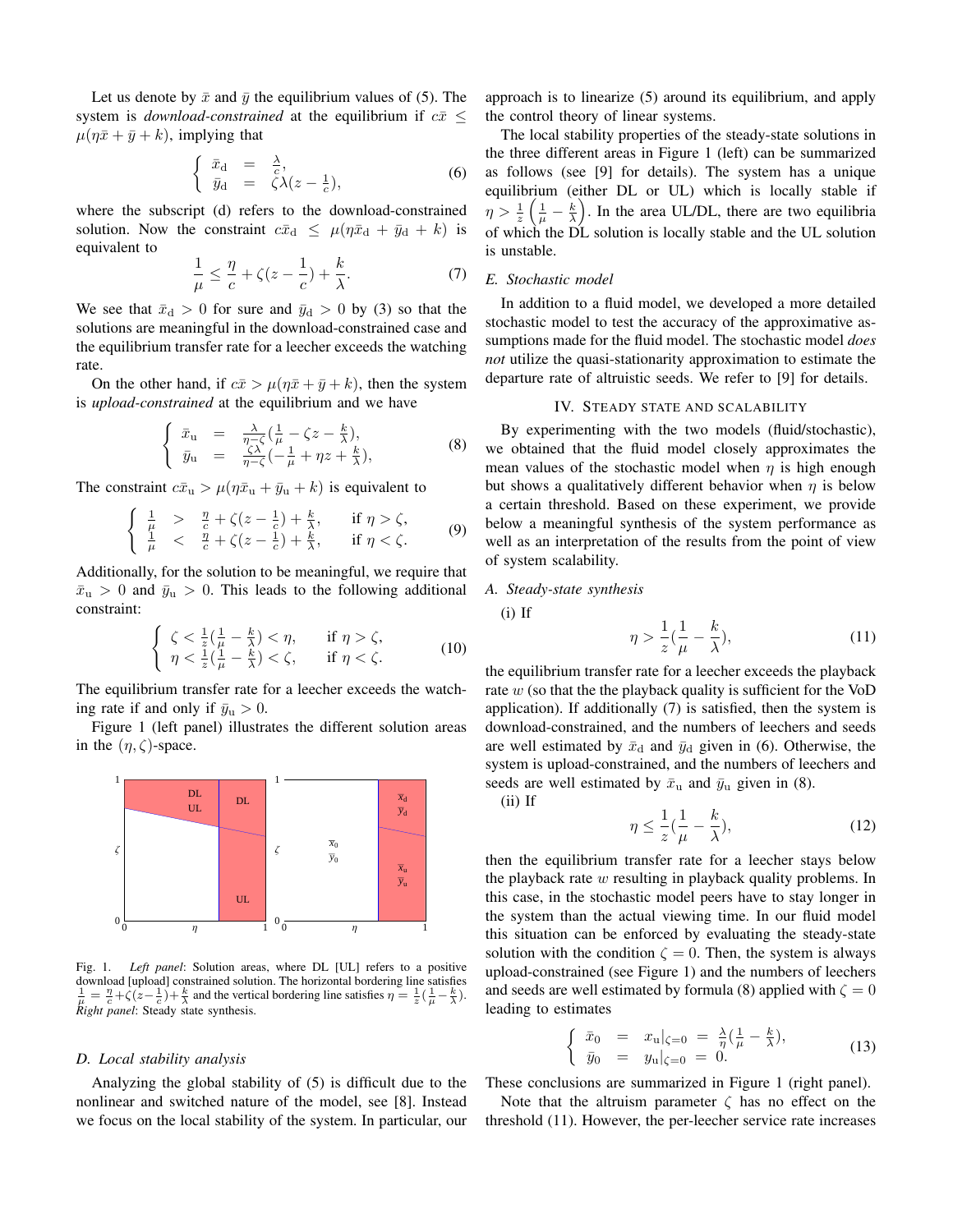Let us denote by $\bar{x}$ and $\bar{y}$ the equilibrium values of (5). The system is *download-constrained* at the equilibrium if $c\bar{x} \leq \mu(\eta\bar{x} + \bar{y} + k)$, implying that

$$\begin{cases} \bar{x}_{\mathrm{d}} &= \frac{\lambda}{c}, \\ \bar{y}_{\mathrm{d}} &= \zeta\lambda(z - \frac{1}{c}), \end{cases} \tag{6}$$

where the subscript (d) refers to the download-constrained solution. Now the constraint $c\bar{x}_{\mathrm{d}} \leq \mu(\eta\bar{x}_{\mathrm{d}} + \bar{y}_{\mathrm{d}} + k)$ is equivalent to

$$\frac{1}{\mu} \leq \frac{\eta}{c} + \zeta(z - \frac{1}{c}) + \frac{k}{\lambda}. \tag{7}$$

We see that $\bar{x}_{\mathrm{d}} > 0$ for sure and $\bar{y}_{\mathrm{d}} > 0$ by (3) so that the solutions are meaningful in the download-constrained case and the equilibrium transfer rate for a leecher exceeds the watching rate.

On the other hand, if $c\bar{x} > \mu(\eta\bar{x} + \bar{y} + k)$, then the system is *upload-constrained* at the equilibrium and we have

$$\begin{cases} \bar{x}_{\mathrm{u}} &= \frac{\lambda}{\eta-\zeta}(\frac{1}{\mu} - \zeta z - \frac{k}{\lambda}), \\ \bar{y}_{\mathrm{u}} &= \frac{\zeta\lambda}{\eta-\zeta}(-\frac{1}{\mu} + \eta z + \frac{k}{\lambda}), \end{cases} \tag{8}$$

The constraint $c\bar{x}_{\mathrm{u}} > \mu(\eta\bar{x}_{\mathrm{u}} + \bar{y}_{\mathrm{u}} + k)$ is equivalent to

$$\begin{cases} \frac{1}{\mu} > \frac{\eta}{c} + \zeta(z - \frac{1}{c}) + \frac{k}{\lambda}, & \text{if } \eta > \zeta, \\ \frac{1}{\mu} < \frac{\eta}{c} + \zeta(z - \frac{1}{c}) + \frac{k}{\lambda}, & \text{if } \eta < \zeta. \end{cases} \tag{9}$$

Additionally, for the solution to be meaningful, we require that $\bar{x}_{\mathrm{u}} > 0$ and $\bar{y}_{\mathrm{u}} > 0$. This leads to the following additional constraint:

$$\begin{cases} \zeta < \frac{1}{z}(\frac{1}{\mu} - \frac{k}{\lambda}) < \eta, & \text{if } \eta > \zeta, \\ \eta < \frac{1}{z}(\frac{1}{\mu} - \frac{k}{\lambda}) < \zeta, & \text{if } \eta < \zeta. \end{cases} \tag{10}$$

The equilibrium transfer rate for a leecher exceeds the watching rate if and only if $\bar{y}_{\mathrm{u}} > 0$.

Figure 1 (left panel) illustrates the different solution areas in the $(\eta, \zeta)$-space.

Fig. 1. *Left panel*: Solution areas, where DL [UL] refers to a positive download [upload] constrained solution. The horizontal bordering line satisfies $\frac{1}{\mu} = \frac{\eta}{c} + \zeta(z - \frac{1}{c}) + \frac{k}{\lambda}$ and the vertical bordering line satisfies $\eta = \frac{1}{z}(\frac{1}{\mu} - \frac{k}{\lambda})$. *Right panel*: Steady state synthesis.

### D. Local stability analysis

Analyzing the global stability of (5) is difficult due to the nonlinear and switched nature of the model, see [8]. Instead we focus on the local stability of the system. In particular, our approach is to linearize (5) around its equilibrium, and apply the control theory of linear systems.

The local stability properties of the steady-state solutions in the three different areas in Figure 1 (left) can be summarized as follows (see [9] for details). The system has a unique equilibrium (either DL or UL) which is locally stable if $\eta > \frac{1}{z}\left(\frac{1}{\mu} - \frac{k}{\lambda}\right)$. In the area UL/DL, there are two equilibria of which the DL solution is locally stable and the UL solution is unstable.

### E. Stochastic model

In addition to a fluid model, we developed a more detailed stochastic model to test the accuracy of the approximative assumptions made for the fluid model. The stochastic model *does not* utilize the quasi-stationarity approximation to estimate the departure rate of altruistic seeds. We refer to [9] for details.

## IV. Steady state and scalability

By experimenting with the two models (fluid/stochastic), we obtained that the fluid model closely approximates the mean values of the stochastic model when $\eta$ is high enough but shows a qualitatively different behavior when $\eta$ is below a certain threshold. Based on these experiment, we provide below a meaningful synthesis of the system performance as well as an interpretation of the results from the point of view of system scalability.

### A. Steady-state synthesis

(i) If

$$\eta > \frac{1}{z}(\frac{1}{\mu} - \frac{k}{\lambda}), \tag{11}$$

the equilibrium transfer rate for a leecher exceeds the playback rate $w$ (so that the the playback quality is sufficient for the VoD application). If additionally (7) is satisfied, then the system is download-constrained, and the numbers of leechers and seeds are well estimated by $\bar{x}_{\mathrm{d}}$ and $\bar{y}_{\mathrm{d}}$ given in (6). Otherwise, the system is upload-constrained, and the numbers of leechers and seeds are well estimated by $\bar{x}_{\mathrm{u}}$ and $\bar{y}_{\mathrm{u}}$ given in (8).

(ii) If

$$\eta \leq \frac{1}{z}(\frac{1}{\mu} - \frac{k}{\lambda}), \tag{12}$$

then the equilibrium transfer rate for a leecher stays below the playback rate $w$ resulting in playback quality problems. In this case, in the stochastic model peers have to stay longer in the system than the actual viewing time. In our fluid model this situation can be enforced by evaluating the steady-state solution with the condition $\zeta = 0$. Then, the system is always upload-constrained (see Figure 1) and the numbers of leechers and seeds are well estimated by formula (8) applied with $\zeta = 0$ leading to estimates

$$\begin{cases} \bar{x}_0 &= x_{\mathrm{u}}|_{\zeta=0} = \frac{\lambda}{\eta}(\frac{1}{\mu} - \frac{k}{\lambda}), \\ \bar{y}_0 &= y_{\mathrm{u}}|_{\zeta=0} = 0. \end{cases} \tag{13}$$

These conclusions are summarized in Figure 1 (right panel).

Note that the altruism parameter $\zeta$ has no effect on the threshold (11). However, the per-leecher service rate increases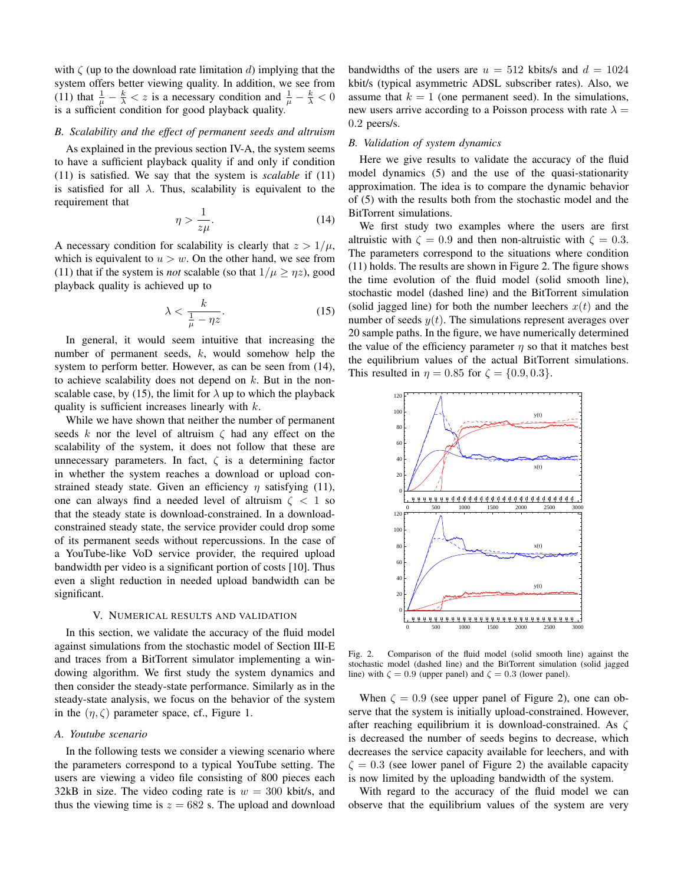with $\zeta$ (up to the download rate limitation $d$) implying that the system offers better viewing quality. In addition, we see from (11) that $\frac{1}{\mu} - \frac{k}{\lambda} < z$ is a necessary condition and $\frac{1}{\mu} - \frac{k}{\lambda} < 0$ is a sufficient condition for good playback quality.

### *B. Scalability and the effect of permanent seeds and altruism*

As explained in the previous section IV-A, the system seems to have a sufficient playback quality if and only if condition (11) is satisfied. We say that the system is *scalable* if (11) is satisfied for all $\lambda$. Thus, scalability is equivalent to the requirement that

$$\eta > \frac{1}{z\mu}. \tag{14}$$

A necessary condition for scalability is clearly that $z > 1/\mu$, which is equivalent to $u > w$. On the other hand, we see from (11) that if the system is *not* scalable (so that $1/\mu \geq \eta z$), good playback quality is achieved up to

$$\lambda < \frac{k}{\frac{1}{\mu} - \eta z}. \tag{15}$$

In general, it would seem intuitive that increasing the number of permanent seeds, $k$, would somehow help the system to perform better. However, as can be seen from (14), to achieve scalability does not depend on $k$. But in the non-scalable case, by (15), the limit for $\lambda$ up to which the playback quality is sufficient increases linearly with $k$.

While we have shown that neither the number of permanent seeds $k$ nor the level of altruism $\zeta$ had any effect on the scalability of the system, it does not follow that these are unnecessary parameters. In fact, $\zeta$ is a determining factor in whether the system reaches a download or upload constrained steady state. Given an efficiency $\eta$ satisfying (11), one can always find a needed level of altruism $\zeta < 1$ so that the steady state is download-constrained. In a download-constrained steady state, the service provider could drop some of its permanent seeds without repercussions. In the case of a YouTube-like VoD service provider, the required upload bandwidth per video is a significant portion of costs [10]. Thus even a slight reduction in needed upload bandwidth can be significant.

## V. Numerical results and validation

In this section, we validate the accuracy of the fluid model against simulations from the stochastic model of Section III-E and traces from a BitTorrent simulator implementing a windowing algorithm. We first study the system dynamics and then consider the steady-state performance. Similarly as in the steady-state analysis, we focus on the behavior of the system in the $(\eta, \zeta)$ parameter space, cf., Figure 1.

### *A. Youtube scenario*

In the following tests we consider a viewing scenario where the parameters correspond to a typical YouTube setting. The users are viewing a video file consisting of 800 pieces each 32kB in size. The video coding rate is $w = 300$ kbit/s, and thus the viewing time is $z = 682$ s. The upload and download bandwidths of the users are $u = 512$ kbits/s and $d = 1024$ kbit/s (typical asymmetric ADSL subscriber rates). Also, we assume that $k = 1$ (one permanent seed). In the simulations, new users arrive according to a Poisson process with rate $\lambda = 0.2$ peers/s.

### *B. Validation of system dynamics*

Here we give results to validate the accuracy of the fluid model dynamics (5) and the use of the quasi-stationarity approximation. The idea is to compare the dynamic behavior of (5) with the results both from the stochastic model and the BitTorrent simulations.

We first study two examples where the users are first altruistic with $\zeta = 0.9$ and then non-altruistic with $\zeta = 0.3$. The parameters correspond to the situations where condition (11) holds. The results are shown in Figure 2. The figure shows the time evolution of the fluid model (solid smooth line), stochastic model (dashed line) and the BitTorrent simulation (solid jagged line) for both the number leechers $x(t)$ and the number of seeds $y(t)$. The simulations represent averages over 20 sample paths. In the figure, we have numerically determined the value of the efficiency parameter $\eta$ so that it matches best the equilibrium values of the actual BitTorrent simulations. This resulted in $\eta = 0.85$ for $\zeta = \{0.9, 0.3\}$.

Fig. 2. Comparison of the fluid model (solid smooth line) against the stochastic model (dashed line) and the BitTorrent simulation (solid jagged line) with $\zeta = 0.9$ (upper panel) and $\zeta = 0.3$ (lower panel).

When $\zeta = 0.9$ (see upper panel of Figure 2), one can observe that the system is initially upload-constrained. However, after reaching equilibrium it is download-constrained. As $\zeta$ is decreased the number of seeds begins to decrease, which decreases the service capacity available for leechers, and with $\zeta = 0.3$ (see lower panel of Figure 2) the available capacity is now limited by the uploading bandwidth of the system.

With regard to the accuracy of the fluid model we can observe that the equilibrium values of the system are very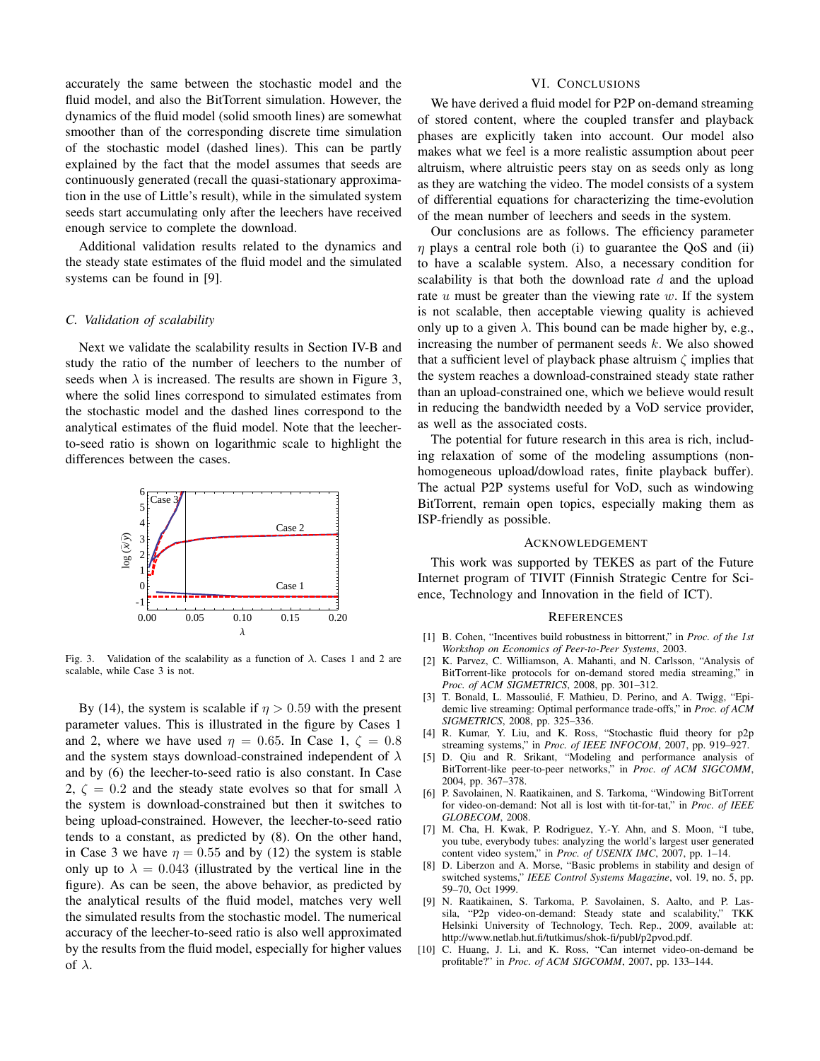accurately the same between the stochastic model and the fluid model, and also the BitTorrent simulation. However, the dynamics of the fluid model (solid smooth lines) are somewhat smoother than of the corresponding discrete time simulation of the stochastic model (dashed lines). This can be partly explained by the fact that the model assumes that seeds are continuously generated (recall the quasi-stationary approximation in the use of Little's result), while in the simulated system seeds start accumulating only after the leechers have received enough service to complete the download.

Additional validation results related to the dynamics and the steady state estimates of the fluid model and the simulated systems can be found in [9].

### C. Validation of scalability

Next we validate the scalability results in Section IV-B and study the ratio of the number of leechers to the number of seeds when $\lambda$ is increased. The results are shown in Figure 3, where the solid lines correspond to simulated estimates from the stochastic model and the dashed lines correspond to the analytical estimates of the fluid model. Note that the leecher-to-seed ratio is shown on logarithmic scale to highlight the differences between the cases.

Case 3
Case 2
Case 1
log (x/y)
6
5
4
3
2
1
0
-1
0.00
0.05
0.10
0.15
0.20
λ

Fig. 3. Validation of the scalability as a function of $\lambda$. Cases 1 and 2 are scalable, while Case 3 is not.

By (14), the system is scalable if $\eta > 0.59$ with the present parameter values. This is illustrated in the figure by Cases 1 and 2, where we have used $\eta = 0.65$. In Case 1, $\zeta = 0.8$ and the system stays download-constrained independent of $\lambda$ and by (6) the leecher-to-seed ratio is also constant. In Case 2, $\zeta = 0.2$ and the steady state evolves so that for small $\lambda$ the system is download-constrained but then it switches to being upload-constrained. However, the leecher-to-seed ratio tends to a constant, as predicted by (8). On the other hand, in Case 3 we have $\eta = 0.55$ and by (12) the system is stable only up to $\lambda = 0.043$ (illustrated by the vertical line in the figure). As can be seen, the above behavior, as predicted by the analytical results of the fluid model, matches very well the simulated results from the stochastic model. The numerical accuracy of the leecher-to-seed ratio is also well approximated by the results from the fluid model, especially for higher values of $\lambda$.

## VI. Conclusions

We have derived a fluid model for P2P on-demand streaming of stored content, where the coupled transfer and playback phases are explicitly taken into account. Our model also makes what we feel is a more realistic assumption about peer altruism, where altruistic peers stay on as seeds only as long as they are watching the video. The model consists of a system of differential equations for characterizing the time-evolution of the mean number of leechers and seeds in the system.

Our conclusions are as follows. The efficiency parameter $\eta$ plays a central role both (i) to guarantee the QoS and (ii) to have a scalable system. Also, a necessary condition for scalability is that both the download rate $d$ and the upload rate $u$ must be greater than the viewing rate $w$. If the system is not scalable, then acceptable viewing quality is achieved only up to a given $\lambda$. This bound can be made higher by, e.g., increasing the number of permanent seeds $k$. We also showed that a sufficient level of playback phase altruism $\zeta$ implies that the system reaches a download-constrained steady state rather than an upload-constrained one, which we believe would result in reducing the bandwidth needed by a VoD service provider, as well as the associated costs.

The potential for future research in this area is rich, including relaxation of some of the modeling assumptions (non-homogeneous upload/dowload rates, finite playback buffer). The actual P2P systems useful for VoD, such as windowing BitTorrent, remain open topics, especially making them as ISP-friendly as possible.

## Acknowledgement

This work was supported by TEKES as part of the Future Internet program of TIVIT (Finnish Strategic Centre for Science, Technology and Innovation in the field of ICT).

## References

[1] B. Cohen, "Incentives build robustness in bittorrent," in *Proc. of the 1st Workshop on Economics of Peer-to-Peer Systems*, 2003.

[2] K. Parvez, C. Williamson, A. Mahanti, and N. Carlsson, "Analysis of BitTorrent-like protocols for on-demand stored media streaming," in *Proc. of ACM SIGMETRICS*, 2008, pp. 301–312.

[3] T. Bonald, L. Massoulié, F. Mathieu, D. Perino, and A. Twigg, "Epidemic live streaming: Optimal performance trade-offs," in *Proc. of ACM SIGMETRICS*, 2008, pp. 325–336.

[4] R. Kumar, Y. Liu, and K. Ross, "Stochastic fluid theory for p2p streaming systems," in *Proc. of IEEE INFOCOM*, 2007, pp. 919–927.

[5] D. Qiu and R. Srikant, "Modeling and performance analysis of BitTorrent-like peer-to-peer networks," in *Proc. of ACM SIGCOMM*, 2004, pp. 367–378.

[6] P. Savolainen, N. Raatikainen, and S. Tarkoma, "Windowing BitTorrent for video-on-demand: Not all is lost with tit-for-tat," in *Proc. of IEEE GLOBECOM*, 2008.

[7] M. Cha, H. Kwak, P. Rodriguez, Y.-Y. Ahn, and S. Moon, "I tube, you tube, everybody tubes: analyzing the world's largest user generated content video system," in *Proc. of USENIX IMC*, 2007, pp. 1–14.

[8] D. Liberzon and A. Morse, "Basic problems in stability and design of switched systems," *IEEE Control Systems Magazine*, vol. 19, no. 5, pp. 59–70, Oct 1999.

[9] N. Raatikainen, S. Tarkoma, P. Savolainen, S. Aalto, and P. Lassila, "P2p video-on-demand: Steady state and scalability," TKK Helsinki University of Technology, Tech. Rep., 2009, available at: http://www.netlab.hut.fi/tutkimus/shok-fi/publ/p2pvod.pdf.

[10] C. Huang, J. Li, and K. Ross, "Can internet video-on-demand be profitable?" in *Proc. of ACM SIGCOMM*, 2007, pp. 133–144.